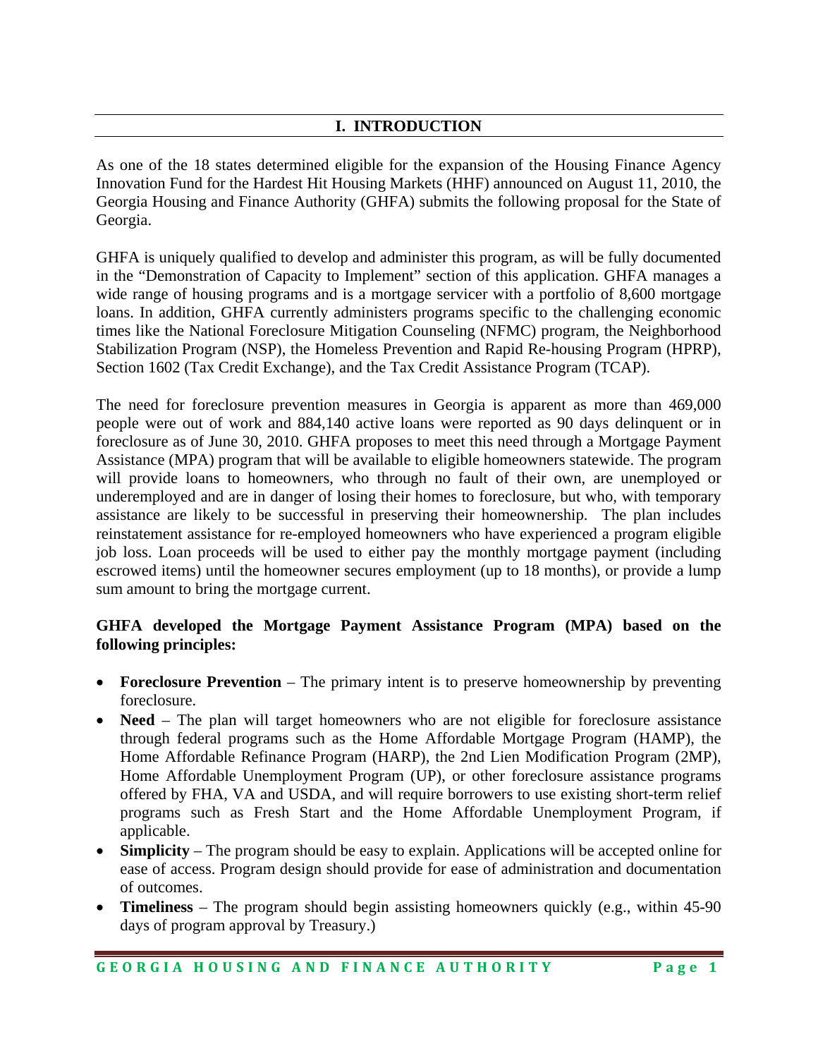# I. INTRODUCTION

As one of the 18 states determined eligible for the expansion of the Housing Finance Agency Innovation Fund for the Hardest Hit Housing Markets (HHF) announced on August 11, 2010, the Georgia Housing and Finance Authority (GHFA) submits the following proposal for the State of Georgia.

GHFA is uniquely qualified to develop and administer this program, as will be fully documented in the "Demonstration of Capacity to Implement" section of this application. GHFA manages a wide range of housing programs and is a mortgage servicer with a portfolio of 8,600 mortgage loans. In addition, GHFA currently administers programs specific to the challenging economic times like the National Foreclosure Mitigation Counseling (NFMC) program, the Neighborhood Stabilization Program (NSP), the Homeless Prevention and Rapid Re-housing Program (HPRP), Section 1602 (Tax Credit Exchange), and the Tax Credit Assistance Program (TCAP).

The need for foreclosure prevention measures in Georgia is apparent as more than 469,000 people were out of work and 884,140 active loans were reported as 90 days delinquent or in foreclosure as of June 30, 2010. GHFA proposes to meet this need through a Mortgage Payment Assistance (MPA) program that will be available to eligible homeowners statewide. The program will provide loans to homeowners, who through no fault of their own, are unemployed or underemployed and are in danger of losing their homes to foreclosure, but who, with temporary assistance are likely to be successful in preserving their homeownership. The plan includes reinstatement assistance for re-employed homeowners who have experienced a program eligible job loss. Loan proceeds will be used to either pay the monthly mortgage payment (including escrowed items) until the homeowner secures employment (up to 18 months), or provide a lump sum amount to bring the mortgage current.

**GHFA developed the Mortgage Payment Assistance Program (MPA) based on the following principles:**

- **Foreclosure Prevention** – The primary intent is to preserve homeownership by preventing foreclosure.
- **Need** – The plan will target homeowners who are not eligible for foreclosure assistance through federal programs such as the Home Affordable Mortgage Program (HAMP), the Home Affordable Refinance Program (HARP), the 2nd Lien Modification Program (2MP), Home Affordable Unemployment Program (UP), or other foreclosure assistance programs offered by FHA, VA and USDA, and will require borrowers to use existing short-term relief programs such as Fresh Start and the Home Affordable Unemployment Program, if applicable.
- **Simplicity** – The program should be easy to explain. Applications will be accepted online for ease of access. Program design should provide for ease of administration and documentation of outcomes.
- **Timeliness** – The program should begin assisting homeowners quickly (e.g., within 45-90 days of program approval by Treasury.)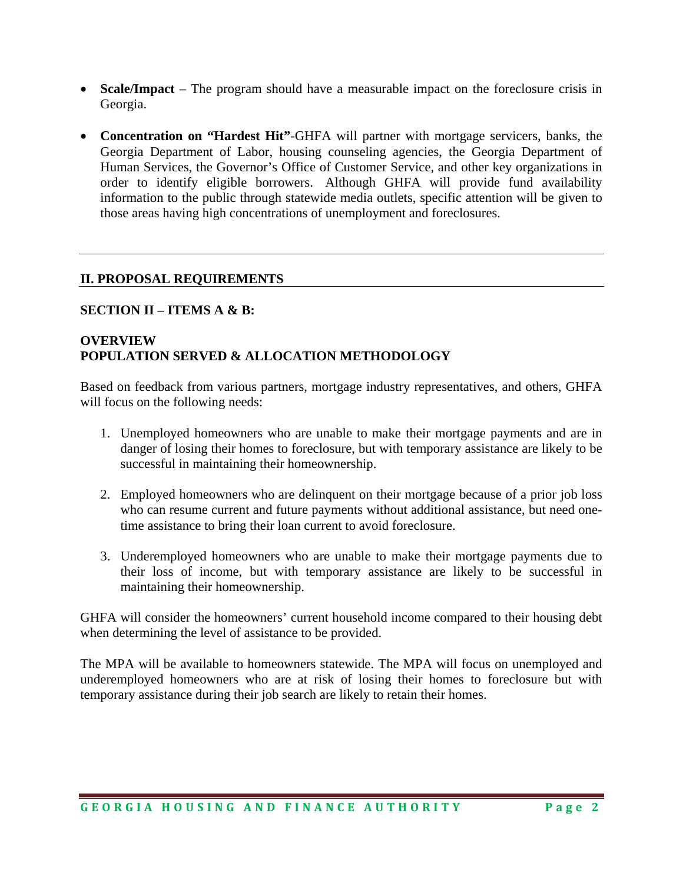- **Scale/Impact** – The program should have a measurable impact on the foreclosure crisis in Georgia.

- **Concentration on "Hardest Hit"**-GHFA will partner with mortgage servicers, banks, the Georgia Department of Labor, housing counseling agencies, the Georgia Department of Human Services, the Governor's Office of Customer Service, and other key organizations in order to identify eligible borrowers. Although GHFA will provide fund availability information to the public through statewide media outlets, specific attention will be given to those areas having high concentrations of unemployment and foreclosures.

---

## II. PROPOSAL REQUIREMENTS

### SECTION II – ITEMS A & B:

### OVERVIEW
### POPULATION SERVED & ALLOCATION METHODOLOGY

Based on feedback from various partners, mortgage industry representatives, and others, GHFA will focus on the following needs:

1. Unemployed homeowners who are unable to make their mortgage payments and are in danger of losing their homes to foreclosure, but with temporary assistance are likely to be successful in maintaining their homeownership.

2. Employed homeowners who are delinquent on their mortgage because of a prior job loss who can resume current and future payments without additional assistance, but need one-time assistance to bring their loan current to avoid foreclosure.

3. Underemployed homeowners who are unable to make their mortgage payments due to their loss of income, but with temporary assistance are likely to be successful in maintaining their homeownership.

GHFA will consider the homeowners' current household income compared to their housing debt when determining the level of assistance to be provided.

The MPA will be available to homeowners statewide. The MPA will focus on unemployed and underemployed homeowners who are at risk of losing their homes to foreclosure but with temporary assistance during their job search are likely to retain their homes.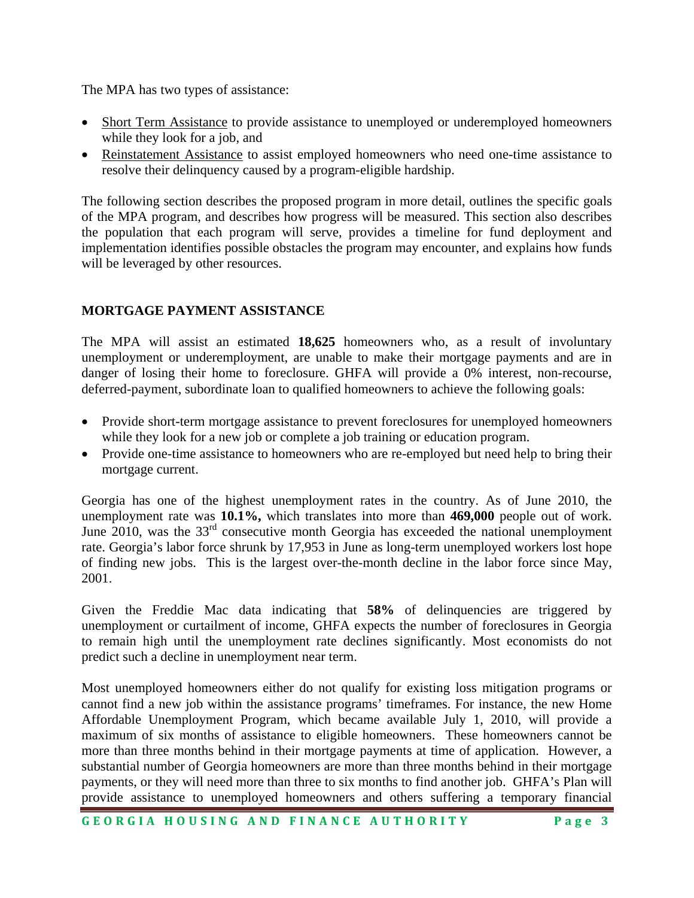The MPA has two types of assistance:

- Short Term Assistance to provide assistance to unemployed or underemployed homeowners while they look for a job, and
- Reinstatement Assistance to assist employed homeowners who need one-time assistance to resolve their delinquency caused by a program-eligible hardship.

The following section describes the proposed program in more detail, outlines the specific goals of the MPA program, and describes how progress will be measured. This section also describes the population that each program will serve, provides a timeline for fund deployment and implementation identifies possible obstacles the program may encounter, and explains how funds will be leveraged by other resources.

## MORTGAGE PAYMENT ASSISTANCE

The MPA will assist an estimated **18,625** homeowners who, as a result of involuntary unemployment or underemployment, are unable to make their mortgage payments and are in danger of losing their home to foreclosure. GHFA will provide a 0% interest, non-recourse, deferred-payment, subordinate loan to qualified homeowners to achieve the following goals:

- Provide short-term mortgage assistance to prevent foreclosures for unemployed homeowners while they look for a new job or complete a job training or education program.
- Provide one-time assistance to homeowners who are re-employed but need help to bring their mortgage current.

Georgia has one of the highest unemployment rates in the country. As of June 2010, the unemployment rate was **10.1%,** which translates into more than **469,000** people out of work. June 2010, was the 33rd consecutive month Georgia has exceeded the national unemployment rate. Georgia's labor force shrunk by 17,953 in June as long-term unemployed workers lost hope of finding new jobs. This is the largest over-the-month decline in the labor force since May, 2001.

Given the Freddie Mac data indicating that **58%** of delinquencies are triggered by unemployment or curtailment of income, GHFA expects the number of foreclosures in Georgia to remain high until the unemployment rate declines significantly. Most economists do not predict such a decline in unemployment near term.

Most unemployed homeowners either do not qualify for existing loss mitigation programs or cannot find a new job within the assistance programs' timeframes. For instance, the new Home Affordable Unemployment Program, which became available July 1, 2010, will provide a maximum of six months of assistance to eligible homeowners. These homeowners cannot be more than three months behind in their mortgage payments at time of application. However, a substantial number of Georgia homeowners are more than three months behind in their mortgage payments, or they will need more than three to six months to find another job. GHFA's Plan will provide assistance to unemployed homeowners and others suffering a temporary financial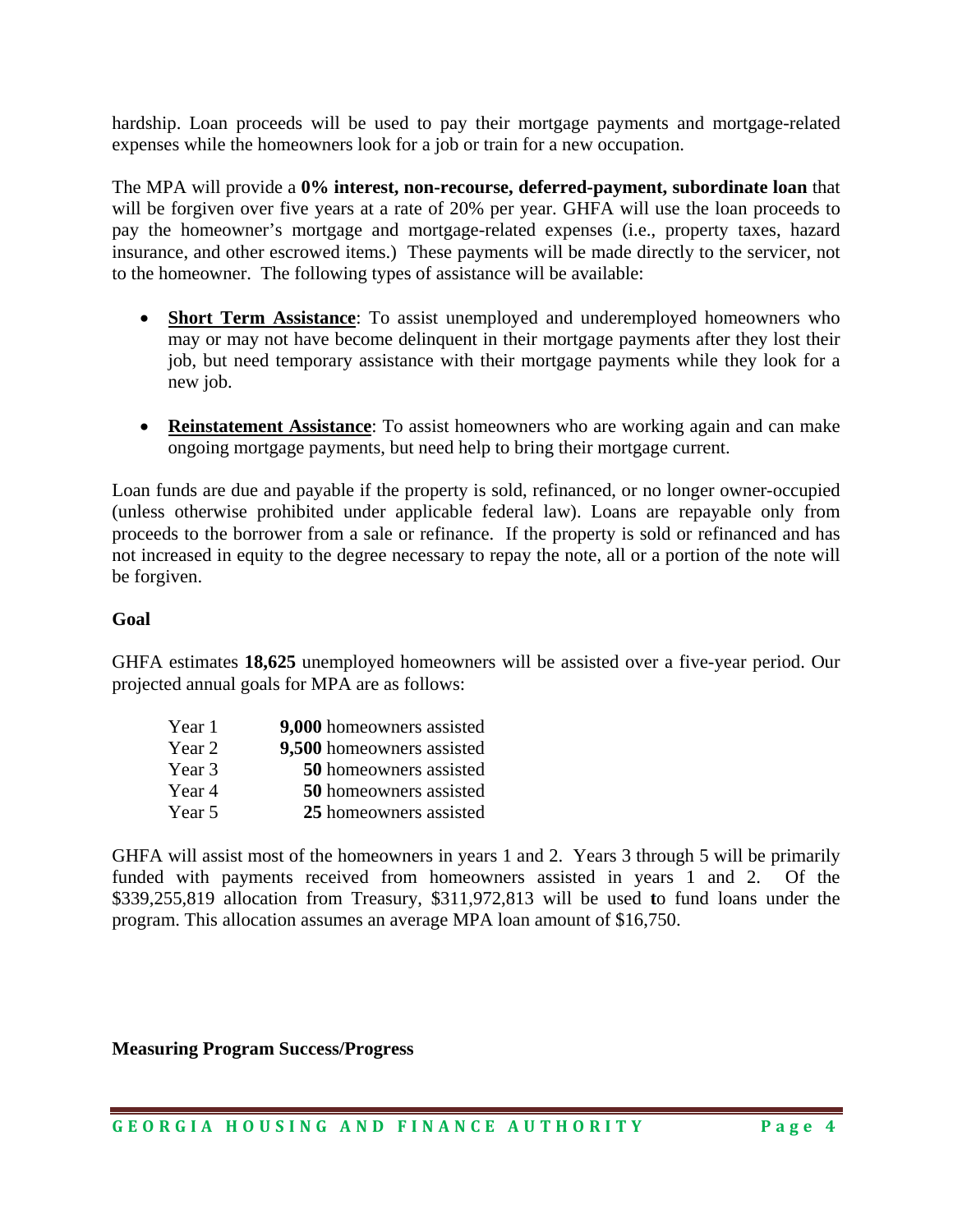hardship. Loan proceeds will be used to pay their mortgage payments and mortgage-related expenses while the homeowners look for a job or train for a new occupation.

The MPA will provide a **0% interest, non-recourse, deferred-payment, subordinate loan** that will be forgiven over five years at a rate of 20% per year. GHFA will use the loan proceeds to pay the homeowner's mortgage and mortgage-related expenses (i.e., property taxes, hazard insurance, and other escrowed items.) These payments will be made directly to the servicer, not to the homeowner. The following types of assistance will be available:

- **Short Term Assistance**: To assist unemployed and underemployed homeowners who may or may not have become delinquent in their mortgage payments after they lost their job, but need temporary assistance with their mortgage payments while they look for a new job.

- **Reinstatement Assistance**: To assist homeowners who are working again and can make ongoing mortgage payments, but need help to bring their mortgage current.

Loan funds are due and payable if the property is sold, refinanced, or no longer owner-occupied (unless otherwise prohibited under applicable federal law). Loans are repayable only from proceeds to the borrower from a sale or refinance. If the property is sold or refinanced and has not increased in equity to the degree necessary to repay the note, all or a portion of the note will be forgiven.

**Goal**

GHFA estimates **18,625** unemployed homeowners will be assisted over a five-year period. Our projected annual goals for MPA are as follows:

| | |
|---|---|
| Year 1 | **9,000** homeowners assisted |
| Year 2 | **9,500** homeowners assisted |
| Year 3 | **50** homeowners assisted |
| Year 4 | **50** homeowners assisted |
| Year 5 | **25** homeowners assisted |

GHFA will assist most of the homeowners in years 1 and 2. Years 3 through 5 will be primarily funded with payments received from homeowners assisted in years 1 and 2. Of the $339,255,819 allocation from Treasury, $311,972,813 will be used to fund loans under the program. This allocation assumes an average MPA loan amount of $16,750.

**Measuring Program Success/Progress**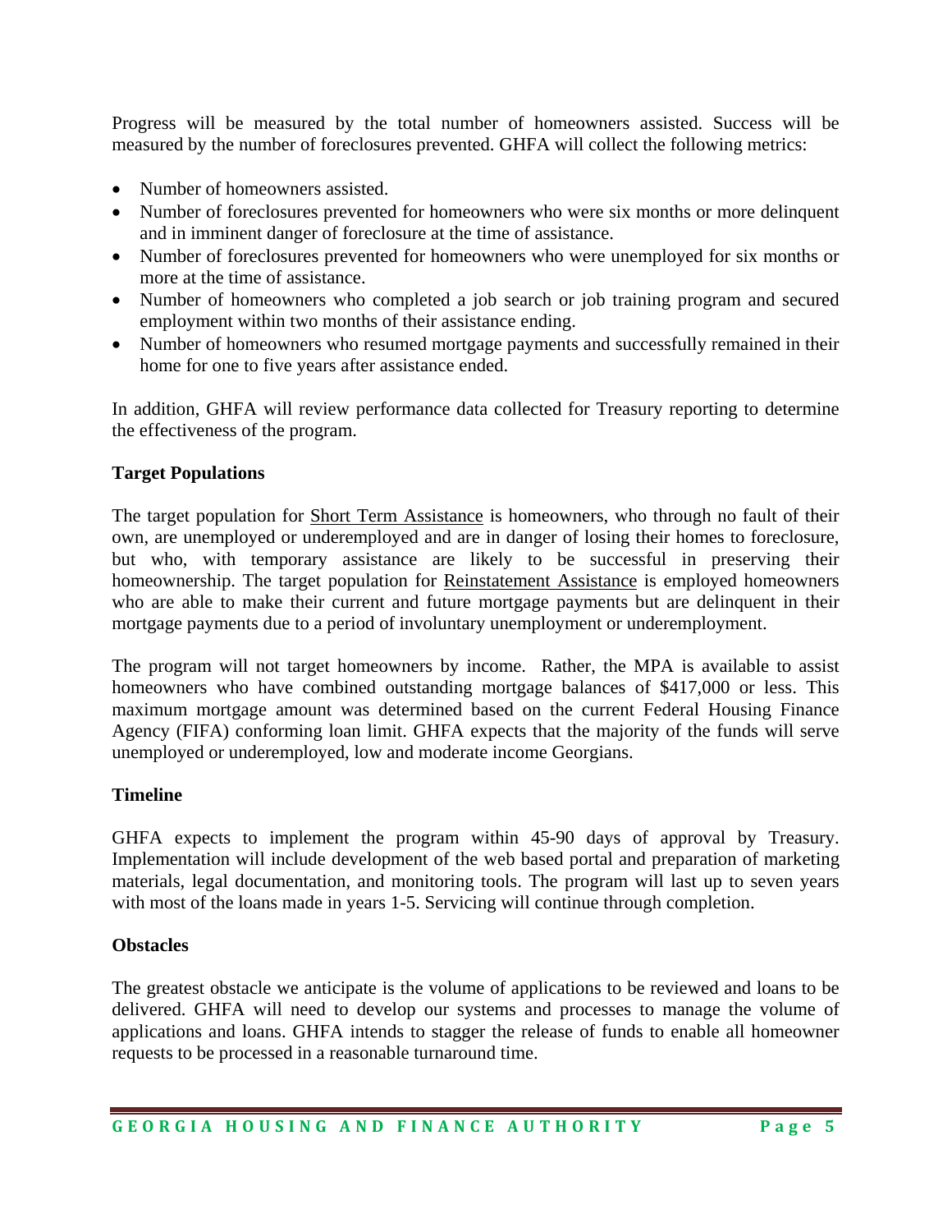Progress will be measured by the total number of homeowners assisted. Success will be measured by the number of foreclosures prevented. GHFA will collect the following metrics:

- Number of homeowners assisted.
- Number of foreclosures prevented for homeowners who were six months or more delinquent and in imminent danger of foreclosure at the time of assistance.
- Number of foreclosures prevented for homeowners who were unemployed for six months or more at the time of assistance.
- Number of homeowners who completed a job search or job training program and secured employment within two months of their assistance ending.
- Number of homeowners who resumed mortgage payments and successfully remained in their home for one to five years after assistance ended.

In addition, GHFA will review performance data collected for Treasury reporting to determine the effectiveness of the program.

**Target Populations**

The target population for Short Term Assistance is homeowners, who through no fault of their own, are unemployed or underemployed and are in danger of losing their homes to foreclosure, but who, with temporary assistance are likely to be successful in preserving their homeownership. The target population for Reinstatement Assistance is employed homeowners who are able to make their current and future mortgage payments but are delinquent in their mortgage payments due to a period of involuntary unemployment or underemployment.

The program will not target homeowners by income. Rather, the MPA is available to assist homeowners who have combined outstanding mortgage balances of $417,000 or less. This maximum mortgage amount was determined based on the current Federal Housing Finance Agency (FIFA) conforming loan limit. GHFA expects that the majority of the funds will serve unemployed or underemployed, low and moderate income Georgians.

**Timeline**

GHFA expects to implement the program within 45-90 days of approval by Treasury. Implementation will include development of the web based portal and preparation of marketing materials, legal documentation, and monitoring tools. The program will last up to seven years with most of the loans made in years 1-5. Servicing will continue through completion.

**Obstacles**

The greatest obstacle we anticipate is the volume of applications to be reviewed and loans to be delivered. GHFA will need to develop our systems and processes to manage the volume of applications and loans. GHFA intends to stagger the release of funds to enable all homeowner requests to be processed in a reasonable turnaround time.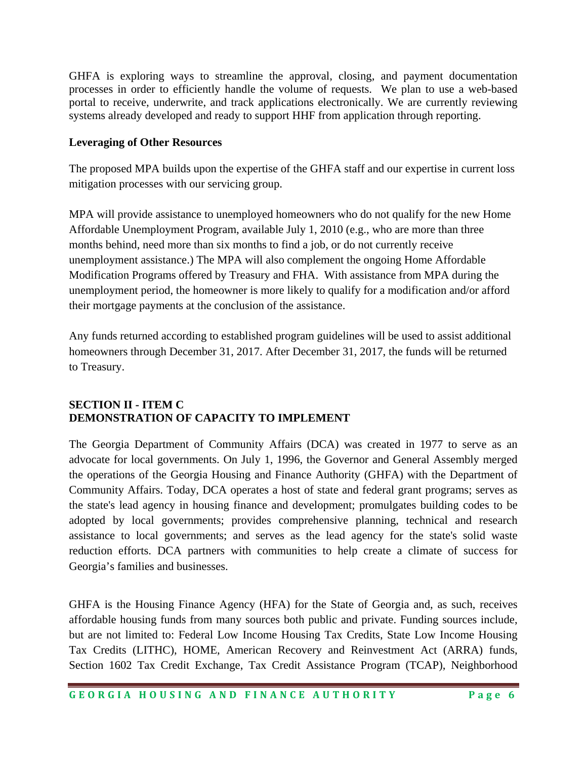GHFA is exploring ways to streamline the approval, closing, and payment documentation processes in order to efficiently handle the volume of requests. We plan to use a web-based portal to receive, underwrite, and track applications electronically. We are currently reviewing systems already developed and ready to support HHF from application through reporting.

**Leveraging of Other Resources**

The proposed MPA builds upon the expertise of the GHFA staff and our expertise in current loss mitigation processes with our servicing group.

MPA will provide assistance to unemployed homeowners who do not qualify for the new Home Affordable Unemployment Program, available July 1, 2010 (e.g., who are more than three months behind, need more than six months to find a job, or do not currently receive unemployment assistance.) The MPA will also complement the ongoing Home Affordable Modification Programs offered by Treasury and FHA. With assistance from MPA during the unemployment period, the homeowner is more likely to qualify for a modification and/or afford their mortgage payments at the conclusion of the assistance.

Any funds returned according to established program guidelines will be used to assist additional homeowners through December 31, 2017. After December 31, 2017, the funds will be returned to Treasury.

## SECTION II - ITEM C
## DEMONSTRATION OF CAPACITY TO IMPLEMENT

The Georgia Department of Community Affairs (DCA) was created in 1977 to serve as an advocate for local governments. On July 1, 1996, the Governor and General Assembly merged the operations of the Georgia Housing and Finance Authority (GHFA) with the Department of Community Affairs. Today, DCA operates a host of state and federal grant programs; serves as the state's lead agency in housing finance and development; promulgates building codes to be adopted by local governments; provides comprehensive planning, technical and research assistance to local governments; and serves as the lead agency for the state's solid waste reduction efforts. DCA partners with communities to help create a climate of success for Georgia's families and businesses.

GHFA is the Housing Finance Agency (HFA) for the State of Georgia and, as such, receives affordable housing funds from many sources both public and private. Funding sources include, but are not limited to: Federal Low Income Housing Tax Credits, State Low Income Housing Tax Credits (LITHC), HOME, American Recovery and Reinvestment Act (ARRA) funds, Section 1602 Tax Credit Exchange, Tax Credit Assistance Program (TCAP), Neighborhood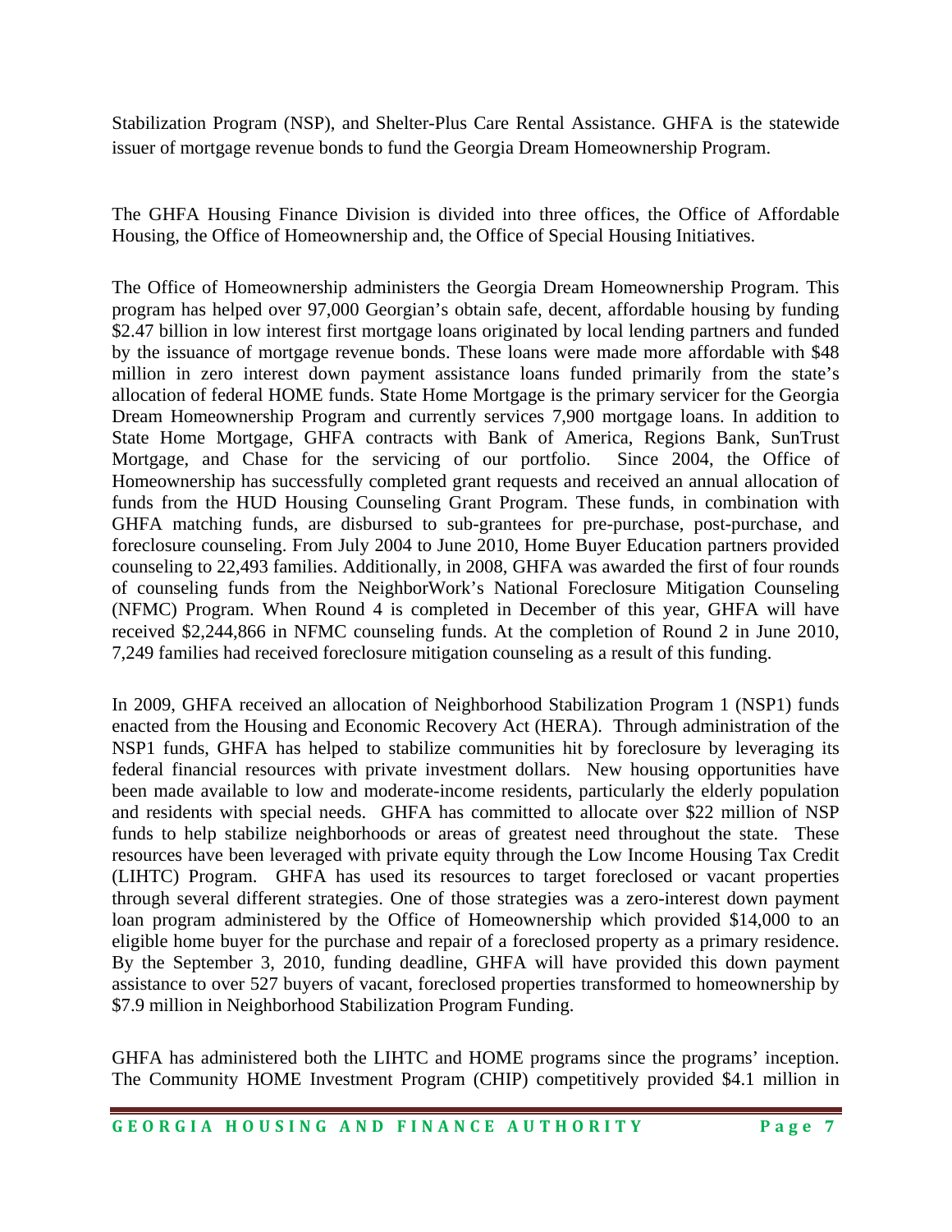Stabilization Program (NSP), and Shelter-Plus Care Rental Assistance. GHFA is the statewide issuer of mortgage revenue bonds to fund the Georgia Dream Homeownership Program.

The GHFA Housing Finance Division is divided into three offices, the Office of Affordable Housing, the Office of Homeownership and, the Office of Special Housing Initiatives.

The Office of Homeownership administers the Georgia Dream Homeownership Program. This program has helped over 97,000 Georgian's obtain safe, decent, affordable housing by funding $2.47 billion in low interest first mortgage loans originated by local lending partners and funded by the issuance of mortgage revenue bonds. These loans were made more affordable with $48 million in zero interest down payment assistance loans funded primarily from the state's allocation of federal HOME funds. State Home Mortgage is the primary servicer for the Georgia Dream Homeownership Program and currently services 7,900 mortgage loans. In addition to State Home Mortgage, GHFA contracts with Bank of America, Regions Bank, SunTrust Mortgage, and Chase for the servicing of our portfolio. Since 2004, the Office of Homeownership has successfully completed grant requests and received an annual allocation of funds from the HUD Housing Counseling Grant Program. These funds, in combination with GHFA matching funds, are disbursed to sub-grantees for pre-purchase, post-purchase, and foreclosure counseling. From July 2004 to June 2010, Home Buyer Education partners provided counseling to 22,493 families. Additionally, in 2008, GHFA was awarded the first of four rounds of counseling funds from the NeighborWork's National Foreclosure Mitigation Counseling (NFMC) Program. When Round 4 is completed in December of this year, GHFA will have received $2,244,866 in NFMC counseling funds. At the completion of Round 2 in June 2010, 7,249 families had received foreclosure mitigation counseling as a result of this funding.

In 2009, GHFA received an allocation of Neighborhood Stabilization Program 1 (NSP1) funds enacted from the Housing and Economic Recovery Act (HERA). Through administration of the NSP1 funds, GHFA has helped to stabilize communities hit by foreclosure by leveraging its federal financial resources with private investment dollars. New housing opportunities have been made available to low and moderate-income residents, particularly the elderly population and residents with special needs. GHFA has committed to allocate over $22 million of NSP funds to help stabilize neighborhoods or areas of greatest need throughout the state. These resources have been leveraged with private equity through the Low Income Housing Tax Credit (LIHTC) Program. GHFA has used its resources to target foreclosed or vacant properties through several different strategies. One of those strategies was a zero-interest down payment loan program administered by the Office of Homeownership which provided $14,000 to an eligible home buyer for the purchase and repair of a foreclosed property as a primary residence. By the September 3, 2010, funding deadline, GHFA will have provided this down payment assistance to over 527 buyers of vacant, foreclosed properties transformed to homeownership by $7.9 million in Neighborhood Stabilization Program Funding.

GHFA has administered both the LIHTC and HOME programs since the programs' inception. The Community HOME Investment Program (CHIP) competitively provided $4.1 million in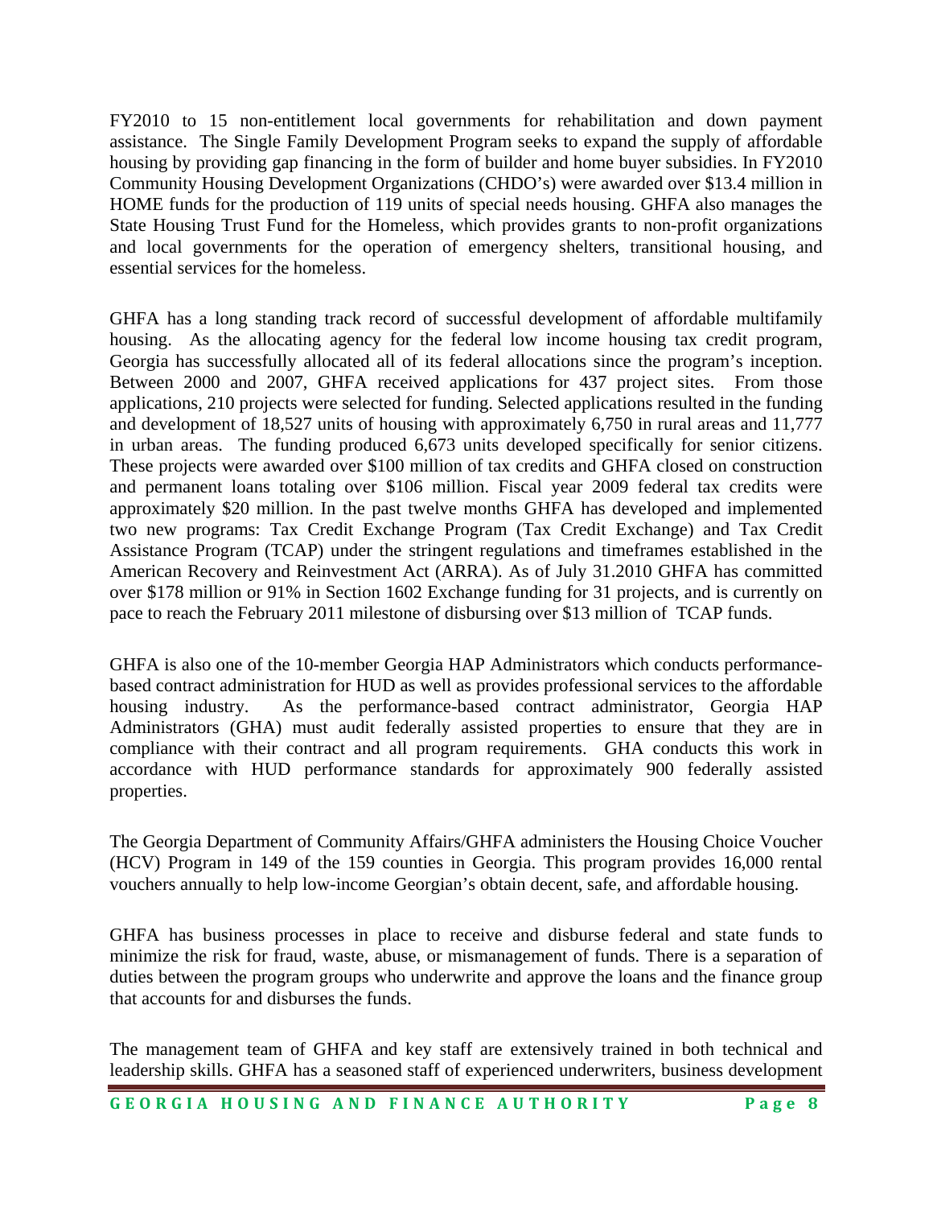FY2010 to 15 non-entitlement local governments for rehabilitation and down payment assistance. The Single Family Development Program seeks to expand the supply of affordable housing by providing gap financing in the form of builder and home buyer subsidies. In FY2010 Community Housing Development Organizations (CHDO's) were awarded over $13.4 million in HOME funds for the production of 119 units of special needs housing. GHFA also manages the State Housing Trust Fund for the Homeless, which provides grants to non-profit organizations and local governments for the operation of emergency shelters, transitional housing, and essential services for the homeless.

GHFA has a long standing track record of successful development of affordable multifamily housing. As the allocating agency for the federal low income housing tax credit program, Georgia has successfully allocated all of its federal allocations since the program's inception. Between 2000 and 2007, GHFA received applications for 437 project sites. From those applications, 210 projects were selected for funding. Selected applications resulted in the funding and development of 18,527 units of housing with approximately 6,750 in rural areas and 11,777 in urban areas. The funding produced 6,673 units developed specifically for senior citizens. These projects were awarded over $100 million of tax credits and GHFA closed on construction and permanent loans totaling over $106 million. Fiscal year 2009 federal tax credits were approximately $20 million. In the past twelve months GHFA has developed and implemented two new programs: Tax Credit Exchange Program (Tax Credit Exchange) and Tax Credit Assistance Program (TCAP) under the stringent regulations and timeframes established in the American Recovery and Reinvestment Act (ARRA). As of July 31.2010 GHFA has committed over $178 million or 91% in Section 1602 Exchange funding for 31 projects, and is currently on pace to reach the February 2011 milestone of disbursing over $13 million of TCAP funds.

GHFA is also one of the 10-member Georgia HAP Administrators which conducts performance-based contract administration for HUD as well as provides professional services to the affordable housing industry. As the performance-based contract administrator, Georgia HAP Administrators (GHA) must audit federally assisted properties to ensure that they are in compliance with their contract and all program requirements. GHA conducts this work in accordance with HUD performance standards for approximately 900 federally assisted properties.

The Georgia Department of Community Affairs/GHFA administers the Housing Choice Voucher (HCV) Program in 149 of the 159 counties in Georgia. This program provides 16,000 rental vouchers annually to help low-income Georgian's obtain decent, safe, and affordable housing.

GHFA has business processes in place to receive and disburse federal and state funds to minimize the risk for fraud, waste, abuse, or mismanagement of funds. There is a separation of duties between the program groups who underwrite and approve the loans and the finance group that accounts for and disburses the funds.

The management team of GHFA and key staff are extensively trained in both technical and leadership skills. GHFA has a seasoned staff of experienced underwriters, business development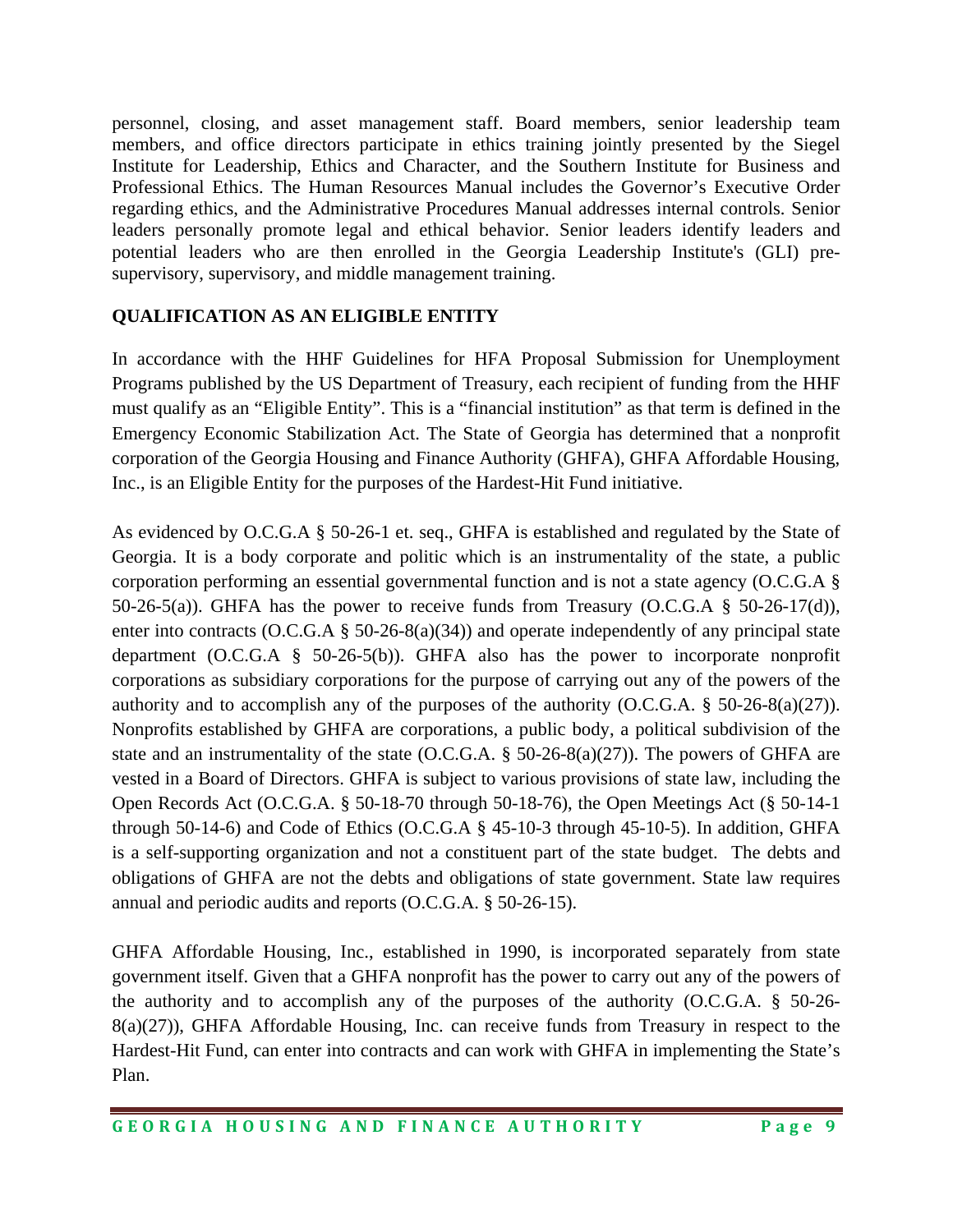personnel, closing, and asset management staff. Board members, senior leadership team members, and office directors participate in ethics training jointly presented by the Siegel Institute for Leadership, Ethics and Character, and the Southern Institute for Business and Professional Ethics. The Human Resources Manual includes the Governor's Executive Order regarding ethics, and the Administrative Procedures Manual addresses internal controls. Senior leaders personally promote legal and ethical behavior. Senior leaders identify leaders and potential leaders who are then enrolled in the Georgia Leadership Institute's (GLI) pre-supervisory, supervisory, and middle management training.

## QUALIFICATION AS AN ELIGIBLE ENTITY

In accordance with the HHF Guidelines for HFA Proposal Submission for Unemployment Programs published by the US Department of Treasury, each recipient of funding from the HHF must qualify as an "Eligible Entity". This is a "financial institution" as that term is defined in the Emergency Economic Stabilization Act. The State of Georgia has determined that a nonprofit corporation of the Georgia Housing and Finance Authority (GHFA), GHFA Affordable Housing, Inc., is an Eligible Entity for the purposes of the Hardest-Hit Fund initiative.

As evidenced by O.C.G.A § 50-26-1 et. seq., GHFA is established and regulated by the State of Georgia. It is a body corporate and politic which is an instrumentality of the state, a public corporation performing an essential governmental function and is not a state agency (O.C.G.A § 50-26-5(a)). GHFA has the power to receive funds from Treasury (O.C.G.A § 50-26-17(d)), enter into contracts (O.C.G.A § 50-26-8(a)(34)) and operate independently of any principal state department (O.C.G.A § 50-26-5(b)). GHFA also has the power to incorporate nonprofit corporations as subsidiary corporations for the purpose of carrying out any of the powers of the authority and to accomplish any of the purposes of the authority (O.C.G.A. § 50-26-8(a)(27)). Nonprofits established by GHFA are corporations, a public body, a political subdivision of the state and an instrumentality of the state (O.C.G.A. § 50-26-8(a)(27)). The powers of GHFA are vested in a Board of Directors. GHFA is subject to various provisions of state law, including the Open Records Act (O.C.G.A. § 50-18-70 through 50-18-76), the Open Meetings Act (§ 50-14-1 through 50-14-6) and Code of Ethics (O.C.G.A § 45-10-3 through 45-10-5). In addition, GHFA is a self-supporting organization and not a constituent part of the state budget. The debts and obligations of GHFA are not the debts and obligations of state government. State law requires annual and periodic audits and reports (O.C.G.A. § 50-26-15).

GHFA Affordable Housing, Inc., established in 1990, is incorporated separately from state government itself. Given that a GHFA nonprofit has the power to carry out any of the powers of the authority and to accomplish any of the purposes of the authority (O.C.G.A. § 50-26-8(a)(27)), GHFA Affordable Housing, Inc. can receive funds from Treasury in respect to the Hardest-Hit Fund, can enter into contracts and can work with GHFA in implementing the State's Plan.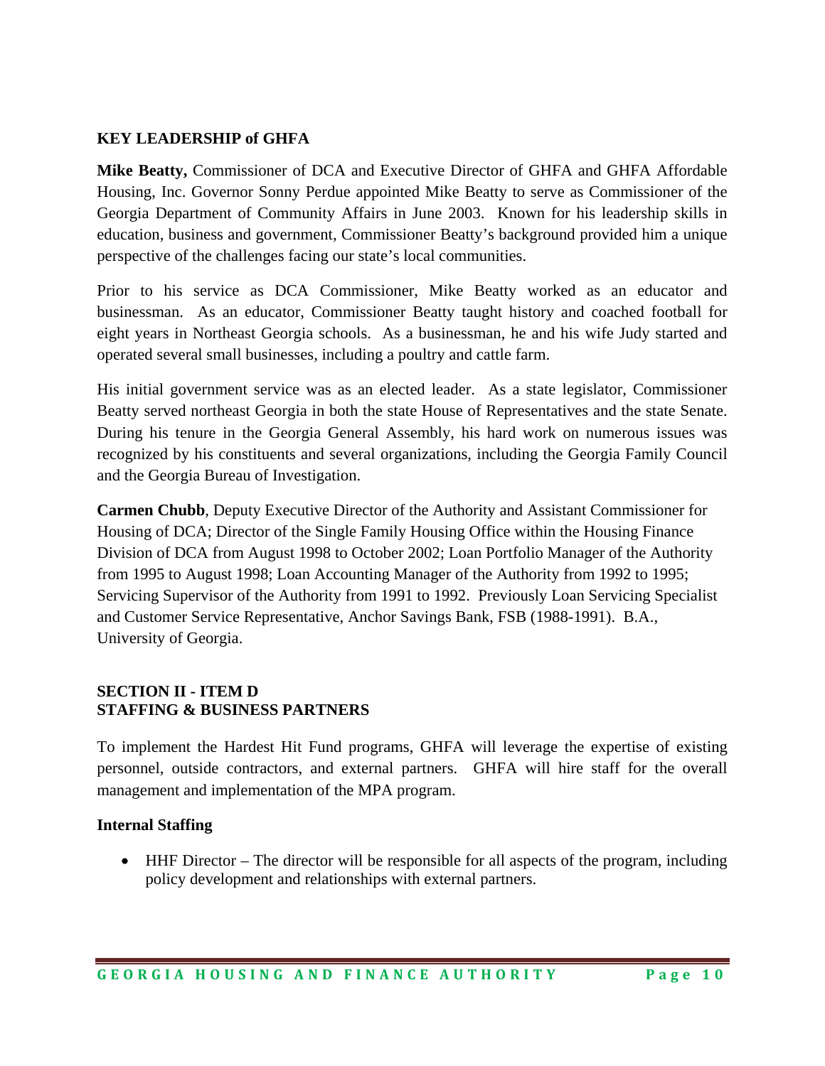## KEY LEADERSHIP of GHFA

**Mike Beatty,** Commissioner of DCA and Executive Director of GHFA and GHFA Affordable Housing, Inc. Governor Sonny Perdue appointed Mike Beatty to serve as Commissioner of the Georgia Department of Community Affairs in June 2003. Known for his leadership skills in education, business and government, Commissioner Beatty's background provided him a unique perspective of the challenges facing our state's local communities.

Prior to his service as DCA Commissioner, Mike Beatty worked as an educator and businessman. As an educator, Commissioner Beatty taught history and coached football for eight years in Northeast Georgia schools. As a businessman, he and his wife Judy started and operated several small businesses, including a poultry and cattle farm.

His initial government service was as an elected leader. As a state legislator, Commissioner Beatty served northeast Georgia in both the state House of Representatives and the state Senate. During his tenure in the Georgia General Assembly, his hard work on numerous issues was recognized by his constituents and several organizations, including the Georgia Family Council and the Georgia Bureau of Investigation.

**Carmen Chubb**, Deputy Executive Director of the Authority and Assistant Commissioner for Housing of DCA; Director of the Single Family Housing Office within the Housing Finance Division of DCA from August 1998 to October 2002; Loan Portfolio Manager of the Authority from 1995 to August 1998; Loan Accounting Manager of the Authority from 1992 to 1995; Servicing Supervisor of the Authority from 1991 to 1992. Previously Loan Servicing Specialist and Customer Service Representative, Anchor Savings Bank, FSB (1988-1991). B.A., University of Georgia.

## SECTION II - ITEM D
## STAFFING & BUSINESS PARTNERS

To implement the Hardest Hit Fund programs, GHFA will leverage the expertise of existing personnel, outside contractors, and external partners. GHFA will hire staff for the overall management and implementation of the MPA program.

### Internal Staffing

- HHF Director – The director will be responsible for all aspects of the program, including policy development and relationships with external partners.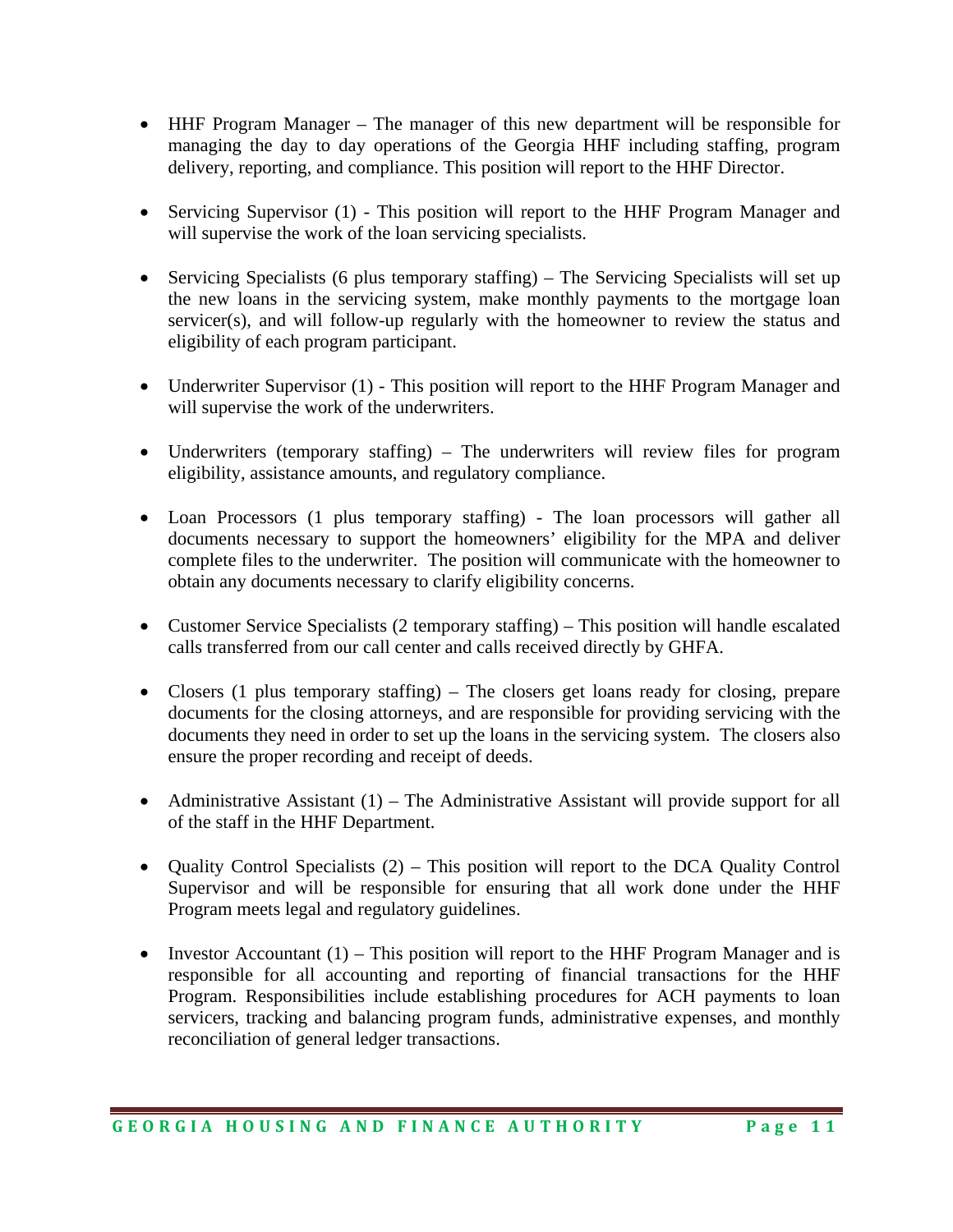- HHF Program Manager – The manager of this new department will be responsible for managing the day to day operations of the Georgia HHF including staffing, program delivery, reporting, and compliance. This position will report to the HHF Director.

- Servicing Supervisor (1) - This position will report to the HHF Program Manager and will supervise the work of the loan servicing specialists.

- Servicing Specialists (6 plus temporary staffing) – The Servicing Specialists will set up the new loans in the servicing system, make monthly payments to the mortgage loan servicer(s), and will follow-up regularly with the homeowner to review the status and eligibility of each program participant.

- Underwriter Supervisor (1) - This position will report to the HHF Program Manager and will supervise the work of the underwriters.

- Underwriters (temporary staffing) – The underwriters will review files for program eligibility, assistance amounts, and regulatory compliance.

- Loan Processors (1 plus temporary staffing) - The loan processors will gather all documents necessary to support the homeowners' eligibility for the MPA and deliver complete files to the underwriter. The position will communicate with the homeowner to obtain any documents necessary to clarify eligibility concerns.

- Customer Service Specialists (2 temporary staffing) – This position will handle escalated calls transferred from our call center and calls received directly by GHFA.

- Closers (1 plus temporary staffing) – The closers get loans ready for closing, prepare documents for the closing attorneys, and are responsible for providing servicing with the documents they need in order to set up the loans in the servicing system. The closers also ensure the proper recording and receipt of deeds.

- Administrative Assistant (1) – The Administrative Assistant will provide support for all of the staff in the HHF Department.

- Quality Control Specialists (2) – This position will report to the DCA Quality Control Supervisor and will be responsible for ensuring that all work done under the HHF Program meets legal and regulatory guidelines.

- Investor Accountant (1) – This position will report to the HHF Program Manager and is responsible for all accounting and reporting of financial transactions for the HHF Program. Responsibilities include establishing procedures for ACH payments to loan servicers, tracking and balancing program funds, administrative expenses, and monthly reconciliation of general ledger transactions.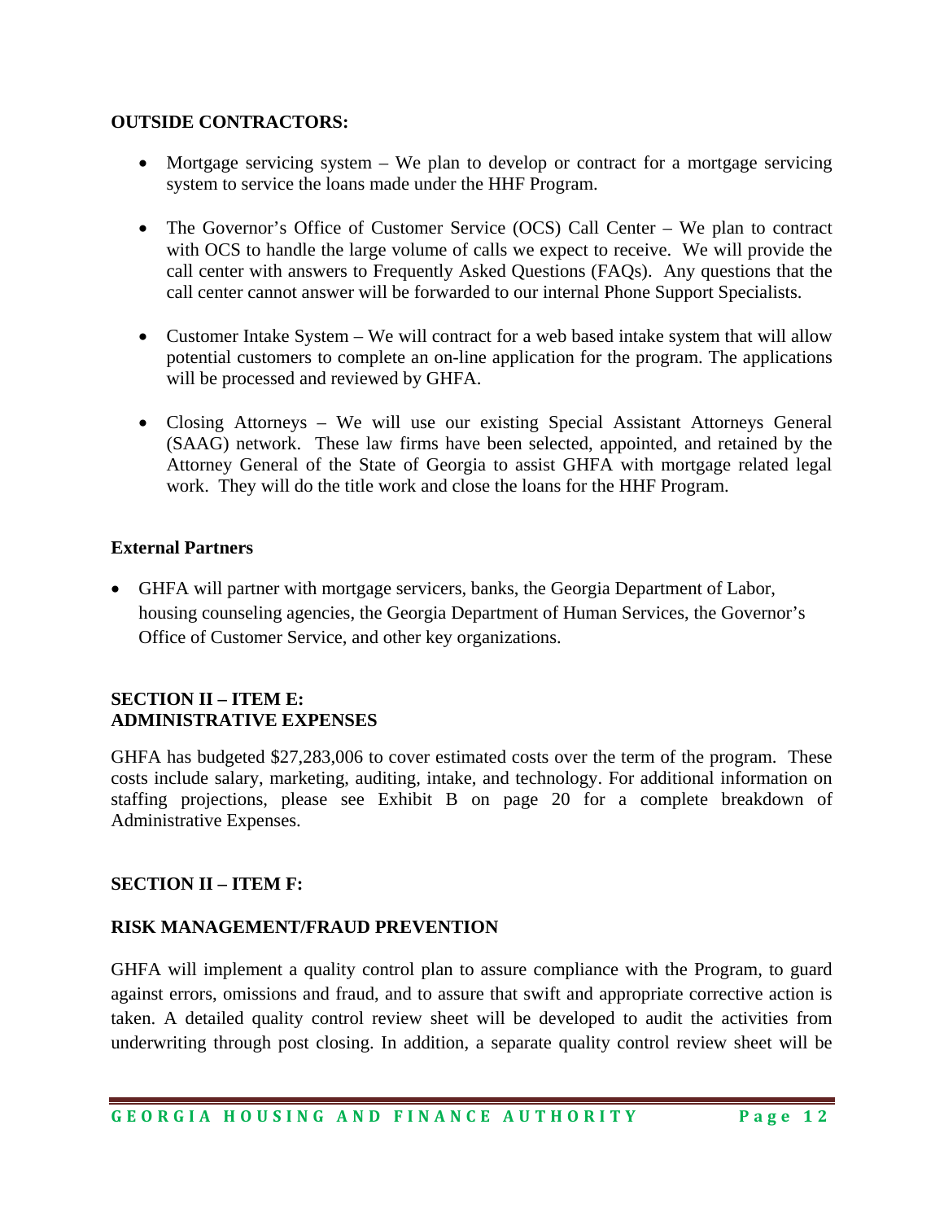**OUTSIDE CONTRACTORS:**

- Mortgage servicing system – We plan to develop or contract for a mortgage servicing system to service the loans made under the HHF Program.
- The Governor's Office of Customer Service (OCS) Call Center – We plan to contract with OCS to handle the large volume of calls we expect to receive. We will provide the call center with answers to Frequently Asked Questions (FAQs). Any questions that the call center cannot answer will be forwarded to our internal Phone Support Specialists.
- Customer Intake System – We will contract for a web based intake system that will allow potential customers to complete an on-line application for the program. The applications will be processed and reviewed by GHFA.
- Closing Attorneys – We will use our existing Special Assistant Attorneys General (SAAG) network. These law firms have been selected, appointed, and retained by the Attorney General of the State of Georgia to assist GHFA with mortgage related legal work. They will do the title work and close the loans for the HHF Program.

**External Partners**

- GHFA will partner with mortgage servicers, banks, the Georgia Department of Labor, housing counseling agencies, the Georgia Department of Human Services, the Governor's Office of Customer Service, and other key organizations.

**SECTION II – ITEM E:**
**ADMINISTRATIVE EXPENSES**

GHFA has budgeted $27,283,006 to cover estimated costs over the term of the program. These costs include salary, marketing, auditing, intake, and technology. For additional information on staffing projections, please see Exhibit B on page 20 for a complete breakdown of Administrative Expenses.

**SECTION II – ITEM F:**

**RISK MANAGEMENT/FRAUD PREVENTION**

GHFA will implement a quality control plan to assure compliance with the Program, to guard against errors, omissions and fraud, and to assure that swift and appropriate corrective action is taken. A detailed quality control review sheet will be developed to audit the activities from underwriting through post closing. In addition, a separate quality control review sheet will be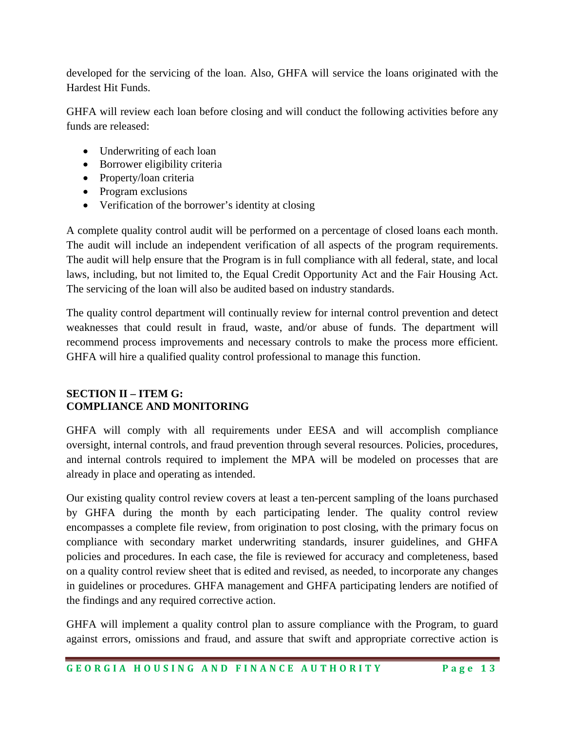developed for the servicing of the loan. Also, GHFA will service the loans originated with the Hardest Hit Funds.

GHFA will review each loan before closing and will conduct the following activities before any funds are released:

- Underwriting of each loan
- Borrower eligibility criteria
- Property/loan criteria
- Program exclusions
- Verification of the borrower's identity at closing

A complete quality control audit will be performed on a percentage of closed loans each month. The audit will include an independent verification of all aspects of the program requirements. The audit will help ensure that the Program is in full compliance with all federal, state, and local laws, including, but not limited to, the Equal Credit Opportunity Act and the Fair Housing Act. The servicing of the loan will also be audited based on industry standards.

The quality control department will continually review for internal control prevention and detect weaknesses that could result in fraud, waste, and/or abuse of funds. The department will recommend process improvements and necessary controls to make the process more efficient. GHFA will hire a qualified quality control professional to manage this function.

**SECTION II – ITEM G:**
**COMPLIANCE AND MONITORING**

GHFA will comply with all requirements under EESA and will accomplish compliance oversight, internal controls, and fraud prevention through several resources. Policies, procedures, and internal controls required to implement the MPA will be modeled on processes that are already in place and operating as intended.

Our existing quality control review covers at least a ten-percent sampling of the loans purchased by GHFA during the month by each participating lender. The quality control review encompasses a complete file review, from origination to post closing, with the primary focus on compliance with secondary market underwriting standards, insurer guidelines, and GHFA policies and procedures. In each case, the file is reviewed for accuracy and completeness, based on a quality control review sheet that is edited and revised, as needed, to incorporate any changes in guidelines or procedures. GHFA management and GHFA participating lenders are notified of the findings and any required corrective action.

GHFA will implement a quality control plan to assure compliance with the Program, to guard against errors, omissions and fraud, and assure that swift and appropriate corrective action is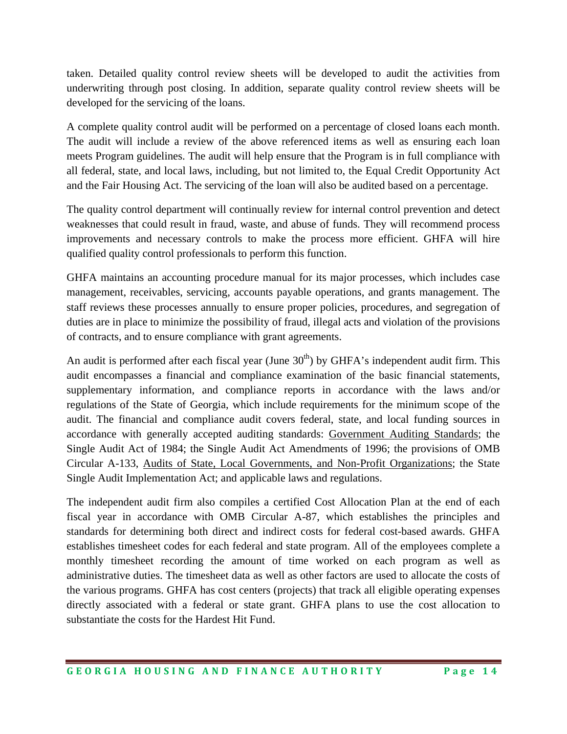taken. Detailed quality control review sheets will be developed to audit the activities from underwriting through post closing. In addition, separate quality control review sheets will be developed for the servicing of the loans.

A complete quality control audit will be performed on a percentage of closed loans each month. The audit will include a review of the above referenced items as well as ensuring each loan meets Program guidelines. The audit will help ensure that the Program is in full compliance with all federal, state, and local laws, including, but not limited to, the Equal Credit Opportunity Act and the Fair Housing Act. The servicing of the loan will also be audited based on a percentage.

The quality control department will continually review for internal control prevention and detect weaknesses that could result in fraud, waste, and abuse of funds. They will recommend process improvements and necessary controls to make the process more efficient. GHFA will hire qualified quality control professionals to perform this function.

GHFA maintains an accounting procedure manual for its major processes, which includes case management, receivables, servicing, accounts payable operations, and grants management. The staff reviews these processes annually to ensure proper policies, procedures, and segregation of duties are in place to minimize the possibility of fraud, illegal acts and violation of the provisions of contracts, and to ensure compliance with grant agreements.

An audit is performed after each fiscal year (June 30th) by GHFA's independent audit firm. This audit encompasses a financial and compliance examination of the basic financial statements, supplementary information, and compliance reports in accordance with the laws and/or regulations of the State of Georgia, which include requirements for the minimum scope of the audit. The financial and compliance audit covers federal, state, and local funding sources in accordance with generally accepted auditing standards: Government Auditing Standards; the Single Audit Act of 1984; the Single Audit Act Amendments of 1996; the provisions of OMB Circular A-133, Audits of State, Local Governments, and Non-Profit Organizations; the State Single Audit Implementation Act; and applicable laws and regulations.

The independent audit firm also compiles a certified Cost Allocation Plan at the end of each fiscal year in accordance with OMB Circular A-87, which establishes the principles and standards for determining both direct and indirect costs for federal cost-based awards. GHFA establishes timesheet codes for each federal and state program. All of the employees complete a monthly timesheet recording the amount of time worked on each program as well as administrative duties. The timesheet data as well as other factors are used to allocate the costs of the various programs. GHFA has cost centers (projects) that track all eligible operating expenses directly associated with a federal or state grant. GHFA plans to use the cost allocation to substantiate the costs for the Hardest Hit Fund.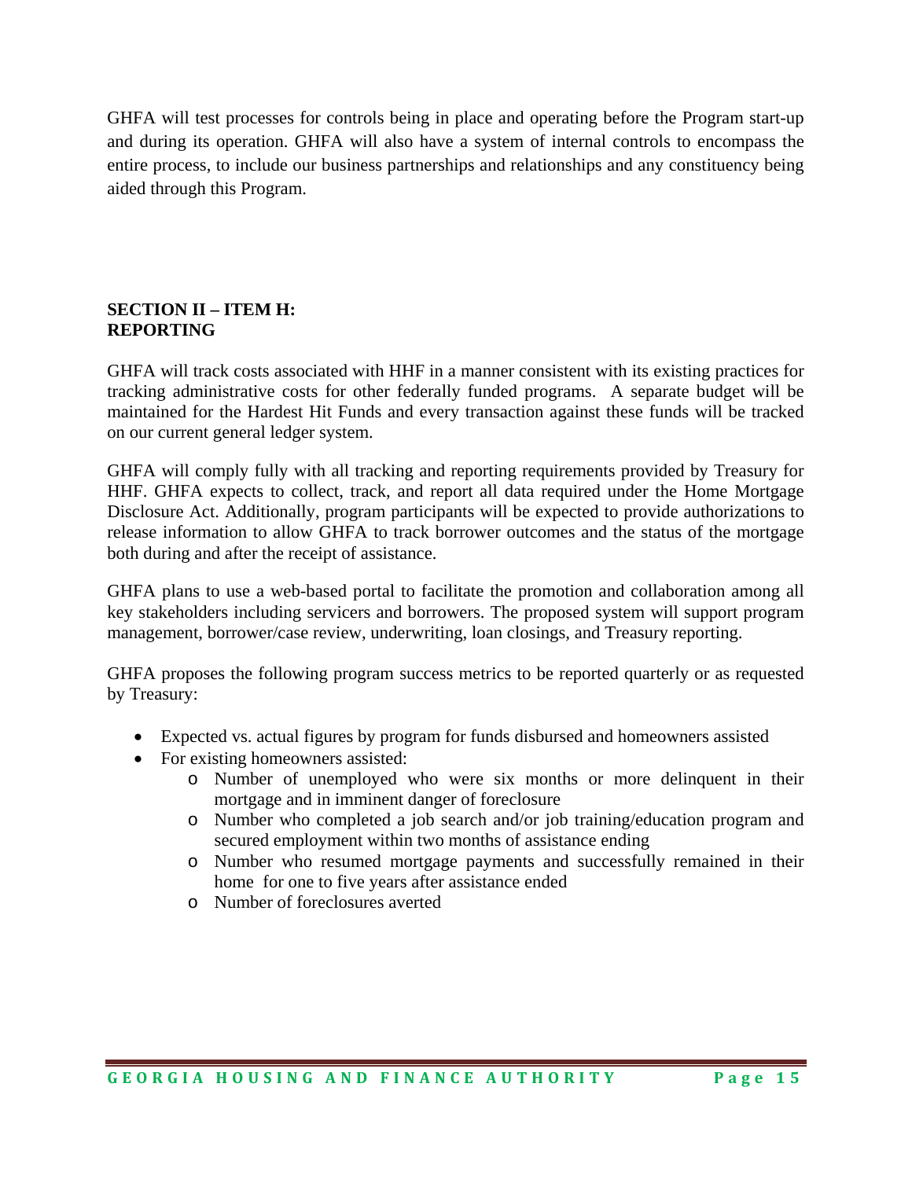GHFA will test processes for controls being in place and operating before the Program start-up and during its operation. GHFA will also have a system of internal controls to encompass the entire process, to include our business partnerships and relationships and any constituency being aided through this Program.

## SECTION II – ITEM H: REPORTING

GHFA will track costs associated with HHF in a manner consistent with its existing practices for tracking administrative costs for other federally funded programs. A separate budget will be maintained for the Hardest Hit Funds and every transaction against these funds will be tracked on our current general ledger system.

GHFA will comply fully with all tracking and reporting requirements provided by Treasury for HHF. GHFA expects to collect, track, and report all data required under the Home Mortgage Disclosure Act. Additionally, program participants will be expected to provide authorizations to release information to allow GHFA to track borrower outcomes and the status of the mortgage both during and after the receipt of assistance.

GHFA plans to use a web-based portal to facilitate the promotion and collaboration among all key stakeholders including servicers and borrowers. The proposed system will support program management, borrower/case review, underwriting, loan closings, and Treasury reporting.

GHFA proposes the following program success metrics to be reported quarterly or as requested by Treasury:

- Expected vs. actual figures by program for funds disbursed and homeowners assisted
- For existing homeowners assisted:
    - Number of unemployed who were six months or more delinquent in their mortgage and in imminent danger of foreclosure
    - Number who completed a job search and/or job training/education program and secured employment within two months of assistance ending
    - Number who resumed mortgage payments and successfully remained in their home for one to five years after assistance ended
    - Number of foreclosures averted